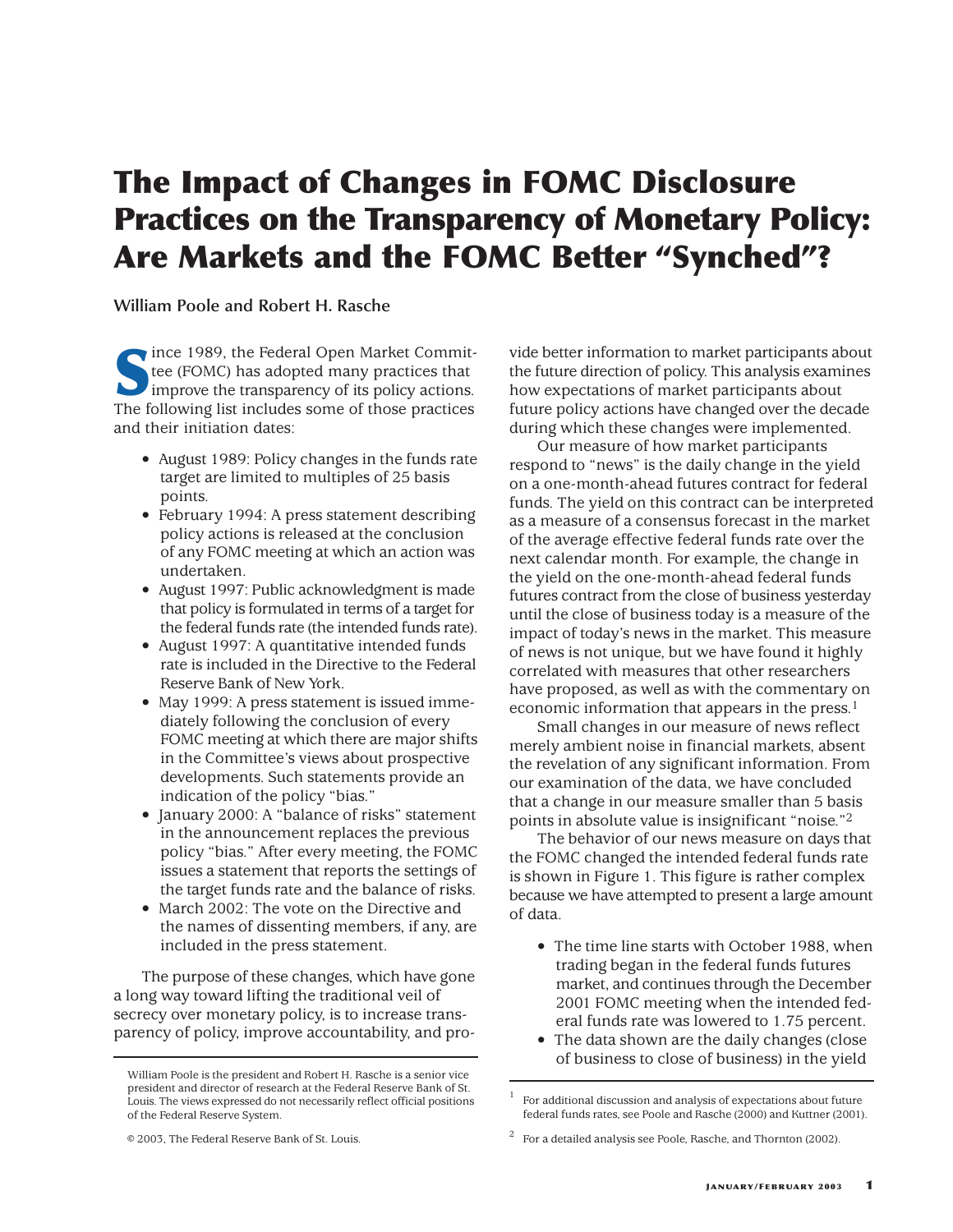# The Impact of Changes in FOMC Disclosure Practices on the Transparency of Monetary Policy: Are Markets and the FOMC Better "Synched"?

**William Poole and Robert H. Rasche**

Since 1989, the Federal Open Market Committee (FOMC) has adopted many practices that improve the transparency of its policy actions. The following list includes some of those practices and their initiation dates:

- August 1989: Policy changes in the funds rate target are limited to multiples of 25 basis points.
- February 1994: A press statement describing policy actions is released at the conclusion of any FOMC meeting at which an action was undertaken.
- August 1997: Public acknowledgment is made that policy is formulated in terms of a target for the federal funds rate (the intended funds rate).
- August 1997: A quantitative intended funds rate is included in the Directive to the Federal Reserve Bank of New York.
- May 1999: A press statement is issued immediately following the conclusion of every FOMC meeting at which there are major shifts in the Committee's views about prospective developments. Such statements provide an indication of the policy "bias."
- January 2000: A "balance of risks" statement in the announcement replaces the previous policy "bias." After every meeting, the FOMC issues a statement that reports the settings of the target funds rate and the balance of risks.
- March 2002: The vote on the Directive and the names of dissenting members, if any, are included in the press statement.

The purpose of these changes, which have gone a long way toward lifting the traditional veil of secrecy over monetary policy, is to increase transparency of policy, improve accountability, and provide better information to market participants about the future direction of policy. This analysis examines how expectations of market participants about future policy actions have changed over the decade during which these changes were implemented.

Our measure of how market participants respond to "news" is the daily change in the yield on a one-month-ahead futures contract for federal funds. The yield on this contract can be interpreted as a measure of a consensus forecast in the market of the average effective federal funds rate over the next calendar month. For example, the change in the yield on the one-month-ahead federal funds futures contract from the close of business yesterday until the close of business today is a measure of the impact of today's news in the market. This measure of news is not unique, but we have found it highly correlated with measures that other researchers have proposed, as well as with the commentary on economic information that appears in the press.[1]

Small changes in our measure of news reflect merely ambient noise in financial markets, absent the revelation of any significant information. From our examination of the data, we have concluded that a change in our measure smaller than 5 basis points in absolute value is insignificant "noise."[2]

The behavior of our news measure on days that the FOMC changed the intended federal funds rate is shown in Figure 1. This figure is rather complex because we have attempted to present a large amount of data.

- The time line starts with October 1988, when trading began in the federal funds futures market, and continues through the December 2001 FOMC meeting when the intended federal funds rate was lowered to 1.75 percent.
- The data shown are the daily changes (close of business to close of business) in the yield

---

William Poole is the president and Robert H. Rasche is a senior vice president and director of research at the Federal Reserve Bank of St. Louis. The views expressed do not necessarily reflect official positions of the Federal Reserve System.

© 2003, The Federal Reserve Bank of St. Louis.

[1] For additional discussion and analysis of expectations about future federal funds rates, see Poole and Rasche (2000) and Kuttner (2001).

[2] For a detailed analysis see Poole, Rasche, and Thornton (2002).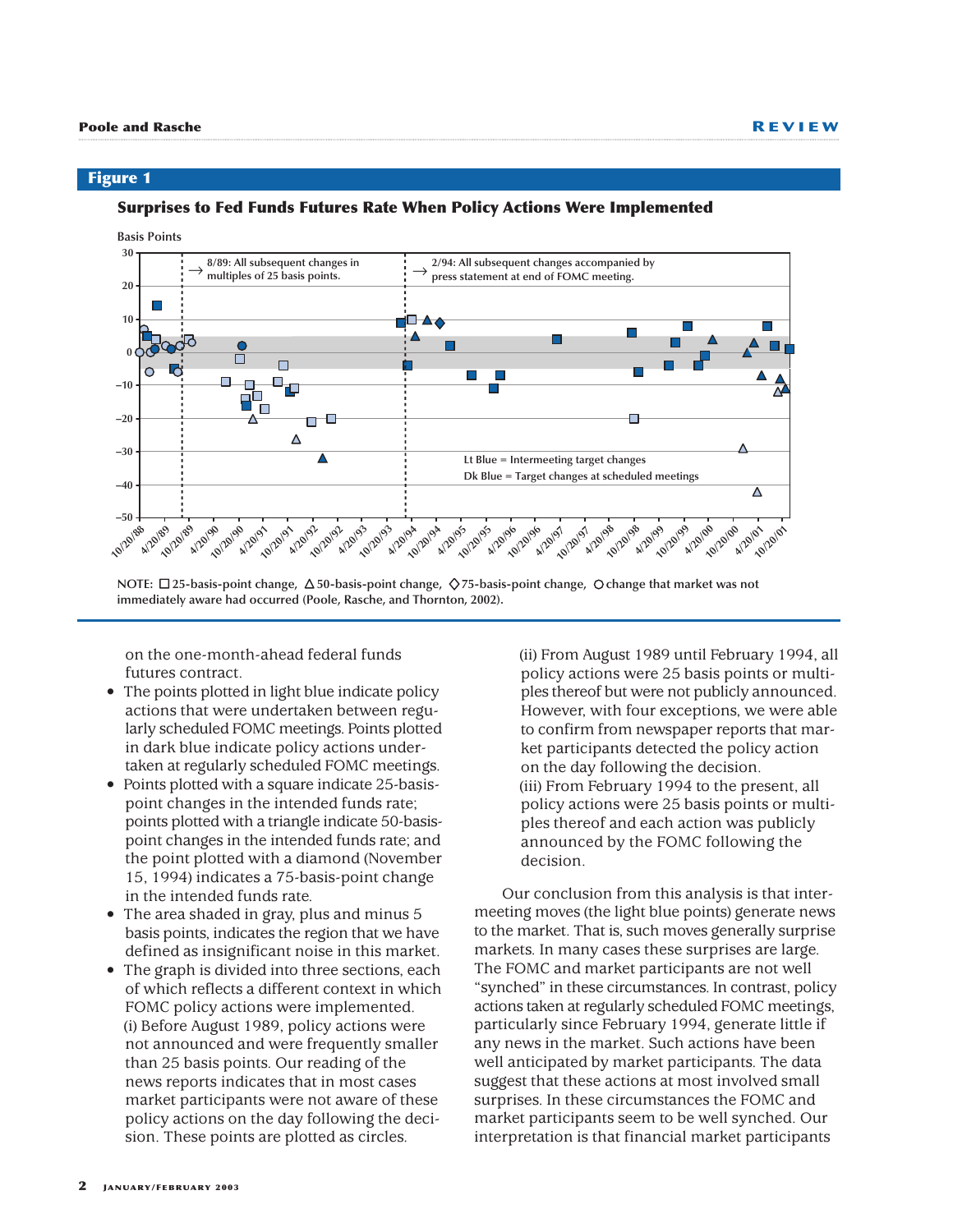## Figure 1

**Surprises to Fed Funds Futures Rate When Policy Actions Were Implemented**

NOTE: □ 25-basis-point change, △ 50-basis-point change, ◇ 75-basis-point change, ○ change that market was not immediately aware had occurred (Poole, Rasche, and Thornton, 2002).

on the one-month-ahead federal funds futures contract.

- The points plotted in light blue indicate policy actions that were undertaken between regularly scheduled FOMC meetings. Points plotted in dark blue indicate policy actions undertaken at regularly scheduled FOMC meetings.
- Points plotted with a square indicate 25-basis-point changes in the intended funds rate; points plotted with a triangle indicate 50-basis-point changes in the intended funds rate; and the point plotted with a diamond (November 15, 1994) indicates a 75-basis-point change in the intended funds rate.
- The area shaded in gray, plus and minus 5 basis points, indicates the region that we have defined as insignificant noise in this market.
- The graph is divided into three sections, each of which reflects a different context in which FOMC policy actions were implemented.
  (i) Before August 1989, policy actions were not announced and were frequently smaller than 25 basis points. Our reading of the news reports indicates that in most cases market participants were not aware of these policy actions on the day following the decision. These points are plotted as circles.
  (ii) From August 1989 until February 1994, all policy actions were 25 basis points or multiples thereof but were not publicly announced. However, with four exceptions, we were able to confirm from newspaper reports that market participants detected the policy action on the day following the decision.
  (iii) From February 1994 to the present, all policy actions were 25 basis points or multiples thereof and each action was publicly announced by the FOMC following the decision.

Our conclusion from this analysis is that intermeeting moves (the light blue points) generate news to the market. That is, such moves generally surprise markets. In many cases these surprises are large. The FOMC and market participants are not well "synched" in these circumstances. In contrast, policy actions taken at regularly scheduled FOMC meetings, particularly since February 1994, generate little if any news in the market. Such actions have been well anticipated by market participants. The data suggest that these actions at most involved small surprises. In these circumstances the FOMC and market participants seem to be well synched. Our interpretation is that financial market participants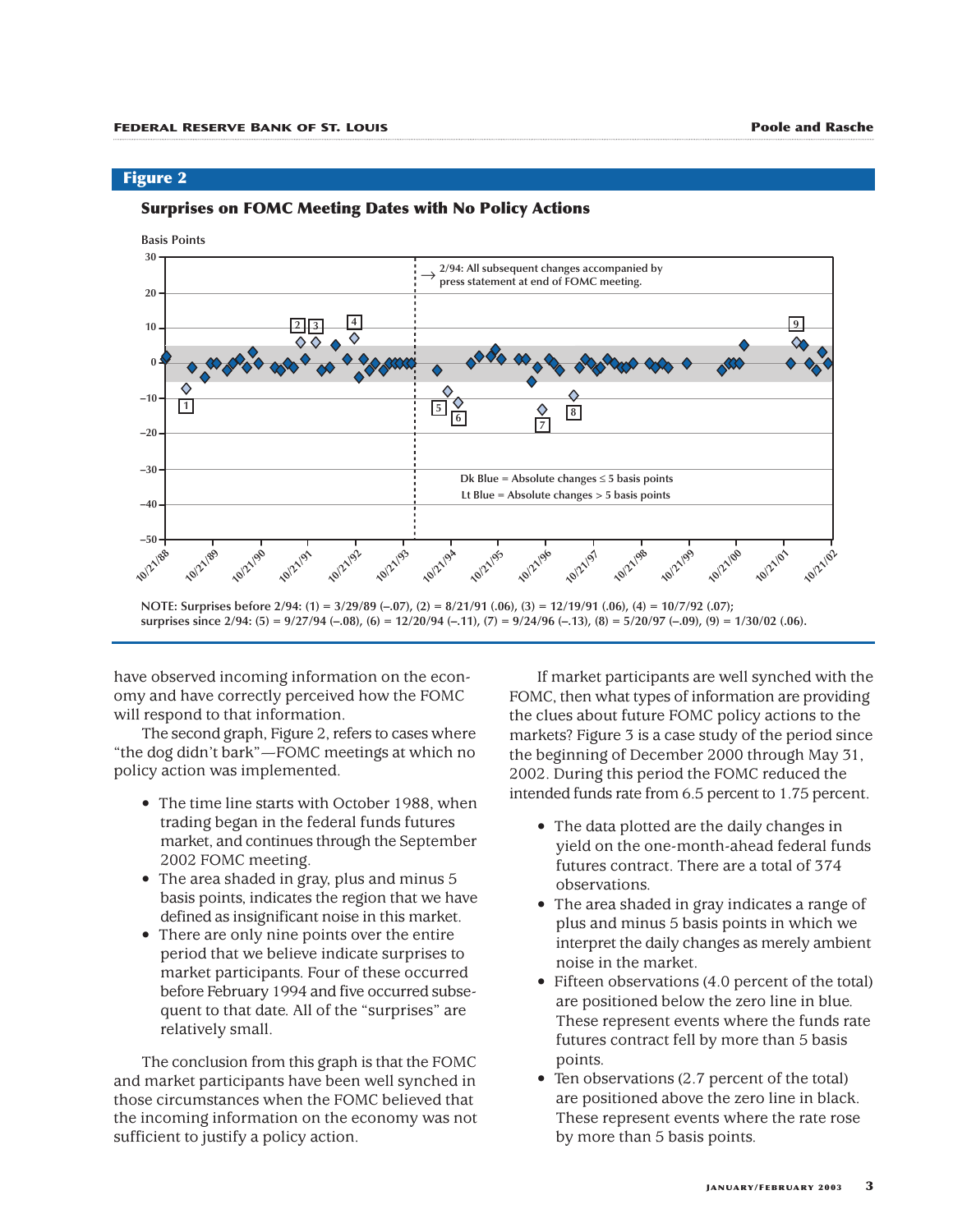**Figure 2**

**Surprises on FOMC Meeting Dates with No Policy Actions**

NOTE: Surprises before 2/94: (1) = 3/29/89 (–.07), (2) = 8/21/91 (.06), (3) = 12/19/91 (.06), (4) = 10/7/92 (.07); surprises since 2/94: (5) = 9/27/94 (–.08), (6) = 12/20/94 (–.11), (7) = 9/24/96 (–.13), (8) = 5/20/97 (–.09), (9) = 1/30/02 (.06).

have observed incoming information on the economy and have correctly perceived how the FOMC will respond to that information.

The second graph, Figure 2, refers to cases where "the dog didn't bark"—FOMC meetings at which no policy action was implemented.

- The time line starts with October 1988, when trading began in the federal funds futures market, and continues through the September 2002 FOMC meeting.
- The area shaded in gray, plus and minus 5 basis points, indicates the region that we have defined as insignificant noise in this market.
- There are only nine points over the entire period that we believe indicate surprises to market participants. Four of these occurred before February 1994 and five occurred subsequent to that date. All of the "surprises" are relatively small.

The conclusion from this graph is that the FOMC and market participants have been well synched in those circumstances when the FOMC believed that the incoming information on the economy was not sufficient to justify a policy action.

If market participants are well synched with the FOMC, then what types of information are providing the clues about future FOMC policy actions to the markets? Figure 3 is a case study of the period since the beginning of December 2000 through May 31, 2002. During this period the FOMC reduced the intended funds rate from 6.5 percent to 1.75 percent.

- The data plotted are the daily changes in yield on the one-month-ahead federal funds futures contract. There are a total of 374 observations.
- The area shaded in gray indicates a range of plus and minus 5 basis points in which we interpret the daily changes as merely ambient noise in the market.
- Fifteen observations (4.0 percent of the total) are positioned below the zero line in blue. These represent events where the funds rate futures contract fell by more than 5 basis points.
- Ten observations (2.7 percent of the total) are positioned above the zero line in black. These represent events where the rate rose by more than 5 basis points.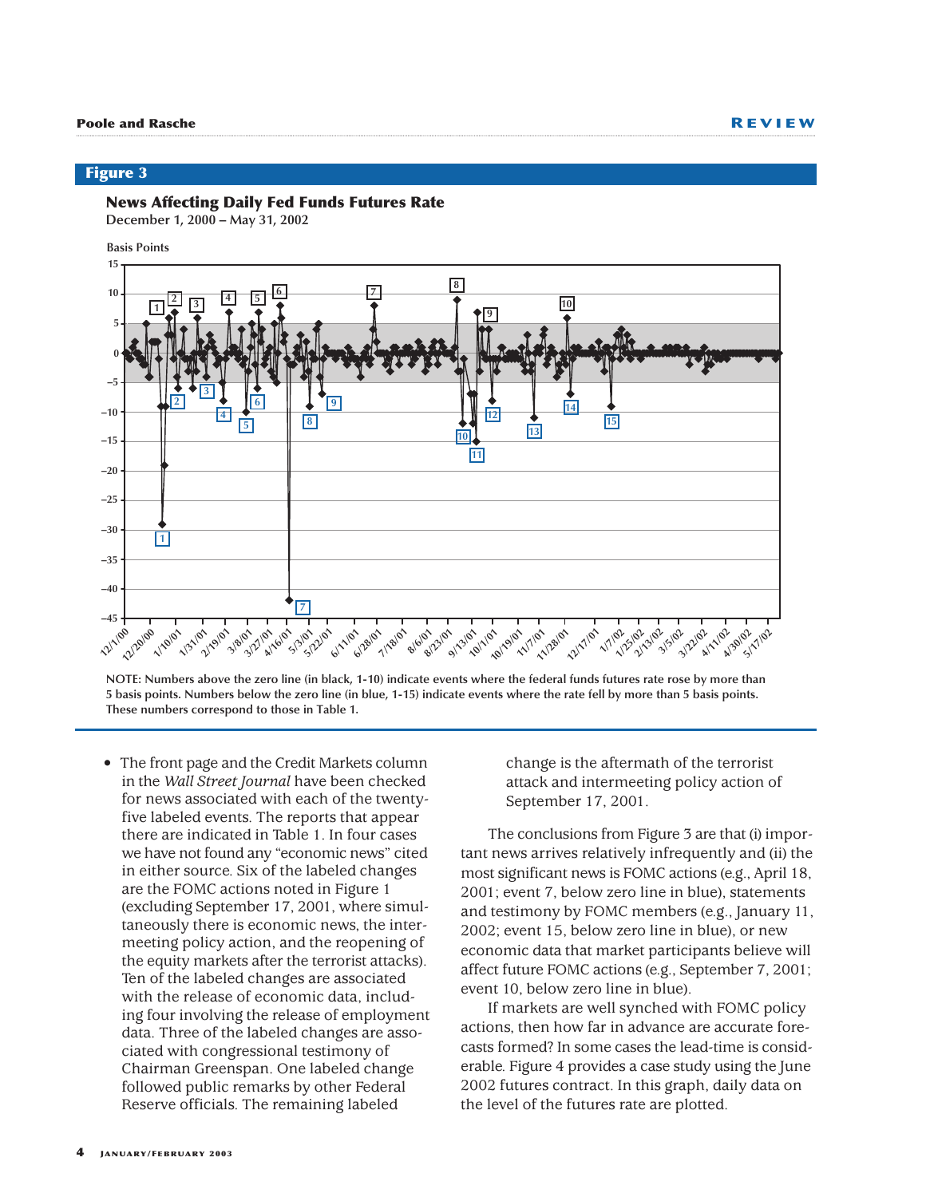## Figure 3

**News Affecting Daily Fed Funds Futures Rate**
**December 1, 2000 – May 31, 2002**

NOTE: Numbers above the zero line (in black, 1-10) indicate events where the federal funds futures rate rose by more than 5 basis points. Numbers below the zero line (in blue, 1-15) indicate events where the rate fell by more than 5 basis points. These numbers correspond to those in Table 1.

- The front page and the Credit Markets column in the *Wall Street Journal* have been checked for news associated with each of the twenty-five labeled events. The reports that appear there are indicated in Table 1. In four cases we have not found any "economic news" cited in either source. Six of the labeled changes are the FOMC actions noted in Figure 1 (excluding September 17, 2001, where simultaneously there is economic news, the intermeeting policy action, and the reopening of the equity markets after the terrorist attacks). Ten of the labeled changes are associated with the release of economic data, including four involving the release of employment data. Three of the labeled changes are associated with congressional testimony of Chairman Greenspan. One labeled change followed public remarks by other Federal Reserve officials. The remaining labeled change is the aftermath of the terrorist attack and intermeeting policy action of September 17, 2001.

The conclusions from Figure 3 are that (i) important news arrives relatively infrequently and (ii) the most significant news is FOMC actions (e.g., April 18, 2001; event 7, below zero line in blue), statements and testimony by FOMC members (e.g., January 11, 2002; event 15, below zero line in blue), or new economic data that market participants believe will affect future FOMC actions (e.g., September 7, 2001; event 10, below zero line in blue).

If markets are well synched with FOMC policy actions, then how far in advance are accurate forecasts formed? In some cases the lead-time is considerable. Figure 4 provides a case study using the June 2002 futures contract. In this graph, daily data on the level of the futures rate are plotted.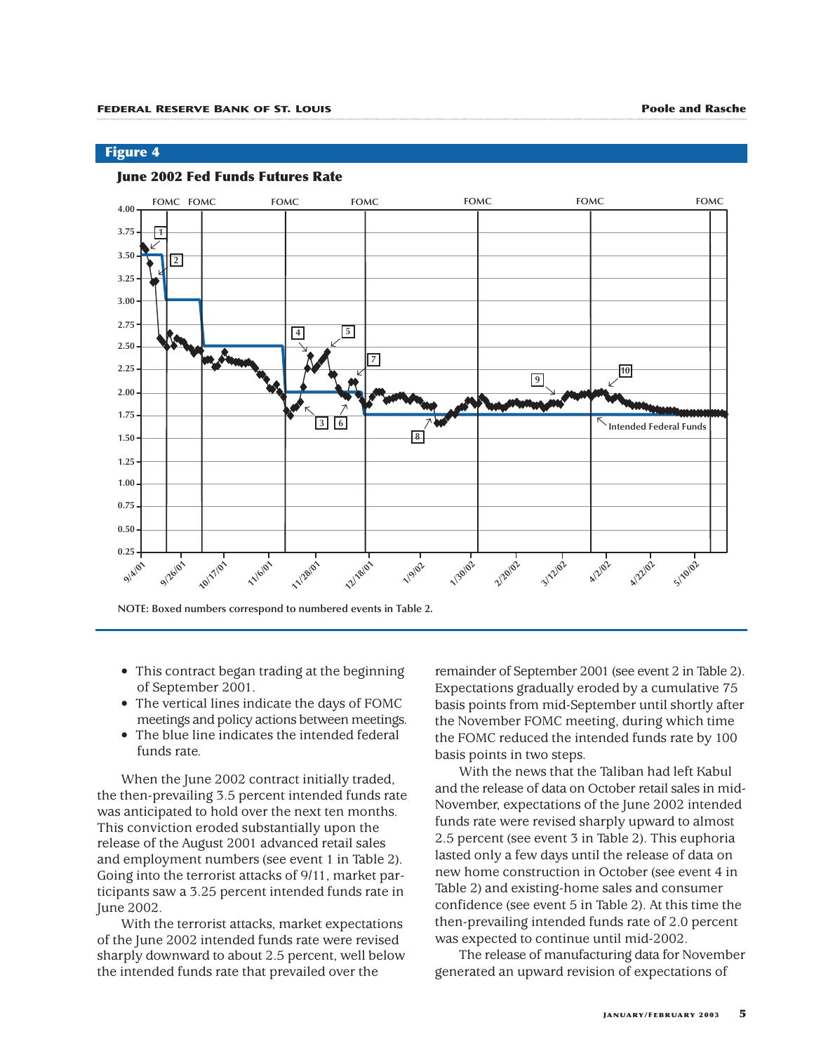## Figure 4

### June 2002 Fed Funds Futures Rate

NOTE: Boxed numbers correspond to numbered events in Table 2.

- This contract began trading at the beginning of September 2001.
- The vertical lines indicate the days of FOMC meetings and policy actions between meetings.
- The blue line indicates the intended federal funds rate.

When the June 2002 contract initially traded, the then-prevailing 3.5 percent intended funds rate was anticipated to hold over the next ten months. This conviction eroded substantially upon the release of the August 2001 advanced retail sales and employment numbers (see event 1 in Table 2). Going into the terrorist attacks of 9/11, market participants saw a 3.25 percent intended funds rate in June 2002.

With the terrorist attacks, market expectations of the June 2002 intended funds rate were revised sharply downward to about 2.5 percent, well below the intended funds rate that prevailed over the remainder of September 2001 (see event 2 in Table 2). Expectations gradually eroded by a cumulative 75 basis points from mid-September until shortly after the November FOMC meeting, during which time the FOMC reduced the intended funds rate by 100 basis points in two steps.

With the news that the Taliban had left Kabul and the release of data on October retail sales in mid-November, expectations of the June 2002 intended funds rate were revised sharply upward to almost 2.5 percent (see event 3 in Table 2). This euphoria lasted only a few days until the release of data on new home construction in October (see event 4 in Table 2) and existing-home sales and consumer confidence (see event 5 in Table 2). At this time the then-prevailing intended funds rate of 2.0 percent was expected to continue until mid-2002.

The release of manufacturing data for November generated an upward revision of expectations of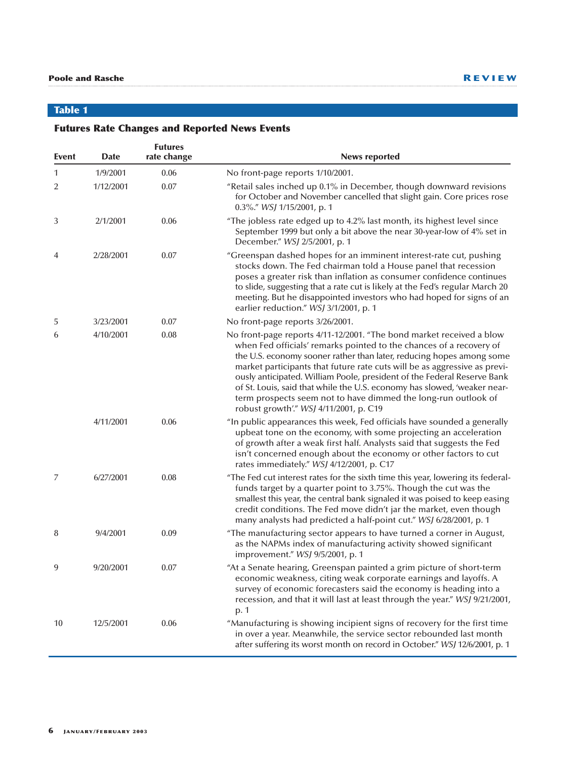## Table 1

### Futures Rate Changes and Reported News Events

| Event | Date | Futures rate change | News reported |
|---|---|---|---|
| 1 | 1/9/2001 | 0.06 | No front-page reports 1/10/2001. |
| 2 | 1/12/2001 | 0.07 | "Retail sales inched up 0.1% in December, though downward revisions for October and November cancelled that slight gain. Core prices rose 0.3%." *WSJ* 1/15/2001, p. 1 |
| 3 | 2/1/2001 | 0.06 | "The jobless rate edged up to 4.2% last month, its highest level since September 1999 but only a bit above the near 30-year-low of 4% set in December." *WSJ* 2/5/2001, p. 1 |
| 4 | 2/28/2001 | 0.07 | "Greenspan dashed hopes for an imminent interest-rate cut, pushing stocks down. The Fed chairman told a House panel that recession poses a greater risk than inflation as consumer confidence continues to slide, suggesting that a rate cut is likely at the Fed's regular March 20 meeting. But he disappointed investors who had hoped for signs of an earlier reduction." *WSJ* 3/1/2001, p. 1 |
| 5 | 3/23/2001 | 0.07 | No front-page reports 3/26/2001. |
| 6 | 4/10/2001 | 0.08 | No front-page reports 4/11-12/2001. "The bond market received a blow when Fed officials' remarks pointed to the chances of a recovery of the U.S. economy sooner rather than later, reducing hopes among some market participants that future rate cuts will be as aggressive as previously anticipated. William Poole, president of the Federal Reserve Bank of St. Louis, said that while the U.S. economy has slowed, 'weaker near-term prospects seem not to have dimmed the long-run outlook of robust growth'." *WSJ* 4/11/2001, p. C19 |
| | 4/11/2001 | 0.06 | "In public appearances this week, Fed officials have sounded a generally upbeat tone on the economy, with some projecting an acceleration of growth after a weak first half. Analysts said that suggests the Fed isn't concerned enough about the economy or other factors to cut rates immediately." *WSJ* 4/12/2001, p. C17 |
| 7 | 6/27/2001 | 0.08 | "The Fed cut interest rates for the sixth time this year, lowering its federal-funds target by a quarter point to 3.75%. Though the cut was the smallest this year, the central bank signaled it was poised to keep easing credit conditions. The Fed move didn't jar the market, even though many analysts had predicted a half-point cut." *WSJ* 6/28/2001, p. 1 |
| 8 | 9/4/2001 | 0.09 | "The manufacturing sector appears to have turned a corner in August, as the NAPMs index of manufacturing activity showed significant improvement." *WSJ* 9/5/2001, p. 1 |
| 9 | 9/20/2001 | 0.07 | "At a Senate hearing, Greenspan painted a grim picture of short-term economic weakness, citing weak corporate earnings and layoffs. A survey of economic forecasters said the economy is heading into a recession, and that it will last at least through the year." *WSJ* 9/21/2001, p. 1 |
| 10 | 12/5/2001 | 0.06 | "Manufacturing is showing incipient signs of recovery for the first time in over a year. Meanwhile, the service sector rebounded last month after suffering its worst month on record in October." *WSJ* 12/6/2001, p. 1 |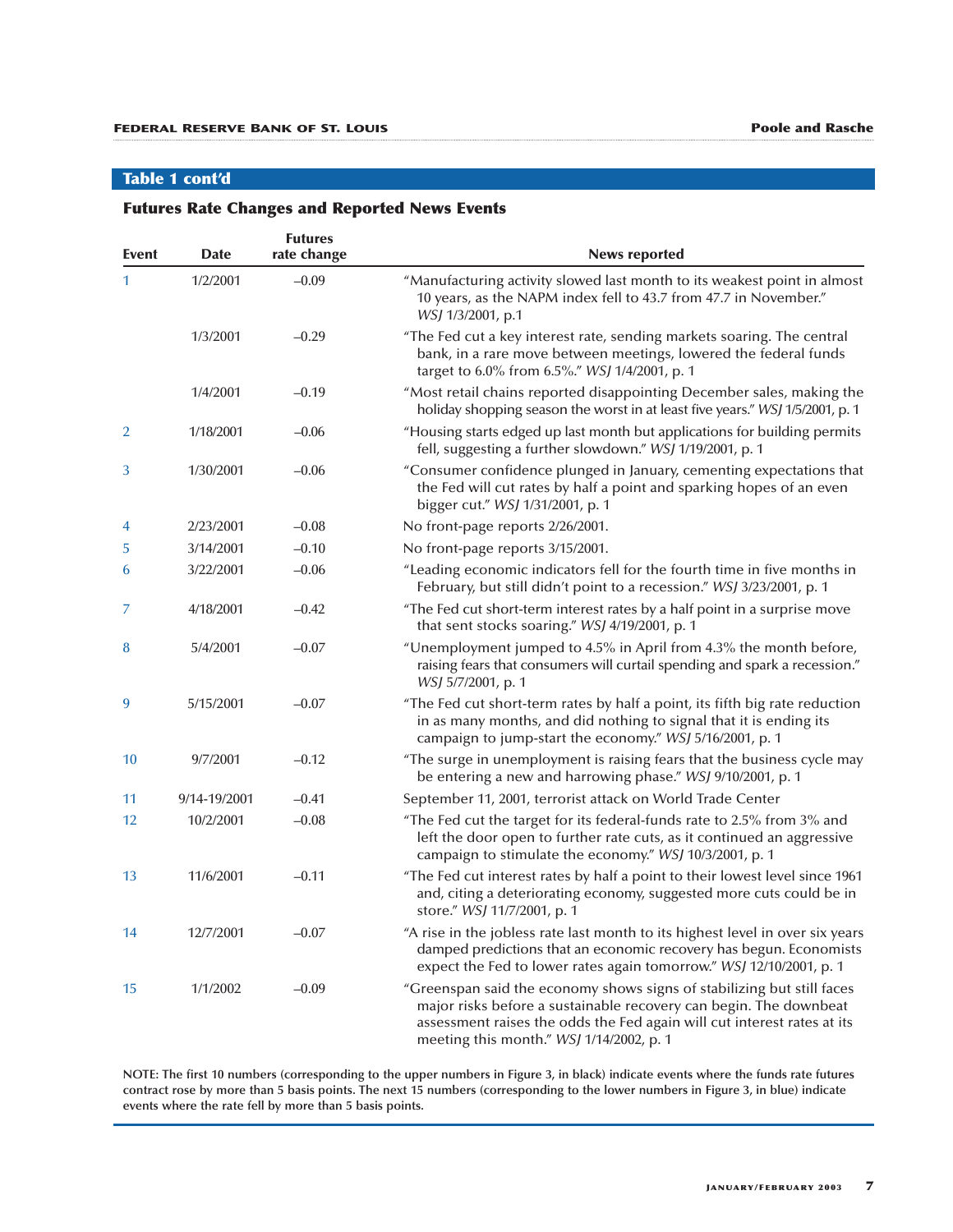## Table 1 cont'd

### Futures Rate Changes and Reported News Events

| Event | Date | Futures rate change | News reported |
|---|---|---|---|
| 1 | 1/2/2001 | –0.09 | "Manufacturing activity slowed last month to its weakest point in almost 10 years, as the NAPM index fell to 43.7 from 47.7 in November." *WSJ* 1/3/2001, p.1 |
| | 1/3/2001 | –0.29 | "The Fed cut a key interest rate, sending markets soaring. The central bank, in a rare move between meetings, lowered the federal funds target to 6.0% from 6.5%." *WSJ* 1/4/2001, p. 1 |
| | 1/4/2001 | –0.19 | "Most retail chains reported disappointing December sales, making the holiday shopping season the worst in at least five years." *WSJ* 1/5/2001, p. 1 |
| 2 | 1/18/2001 | –0.06 | "Housing starts edged up last month but applications for building permits fell, suggesting a further slowdown." *WSJ* 1/19/2001, p. 1 |
| 3 | 1/30/2001 | –0.06 | "Consumer confidence plunged in January, cementing expectations that the Fed will cut rates by half a point and sparking hopes of an even bigger cut." *WSJ* 1/31/2001, p. 1 |
| 4 | 2/23/2001 | –0.08 | No front-page reports 2/26/2001. |
| 5 | 3/14/2001 | –0.10 | No front-page reports 3/15/2001. |
| 6 | 3/22/2001 | –0.06 | "Leading economic indicators fell for the fourth time in five months in February, but still didn't point to a recession." *WSJ* 3/23/2001, p. 1 |
| 7 | 4/18/2001 | –0.42 | "The Fed cut short-term interest rates by a half point in a surprise move that sent stocks soaring." *WSJ* 4/19/2001, p. 1 |
| 8 | 5/4/2001 | –0.07 | "Unemployment jumped to 4.5% in April from 4.3% the month before, raising fears that consumers will curtail spending and spark a recession." *WSJ* 5/7/2001, p. 1 |
| 9 | 5/15/2001 | –0.07 | "The Fed cut short-term rates by half a point, its fifth big rate reduction in as many months, and did nothing to signal that it is ending its campaign to jump-start the economy." *WSJ* 5/16/2001, p. 1 |
| 10 | 9/7/2001 | –0.12 | "The surge in unemployment is raising fears that the business cycle may be entering a new and harrowing phase." *WSJ* 9/10/2001, p. 1 |
| 11 | 9/14-19/2001 | –0.41 | September 11, 2001, terrorist attack on World Trade Center |
| 12 | 10/2/2001 | –0.08 | "The Fed cut the target for its federal-funds rate to 2.5% from 3% and left the door open to further rate cuts, as it continued an aggressive campaign to stimulate the economy." *WSJ* 10/3/2001, p. 1 |
| 13 | 11/6/2001 | –0.11 | "The Fed cut interest rates by half a point to their lowest level since 1961 and, citing a deteriorating economy, suggested more cuts could be in store." *WSJ* 11/7/2001, p. 1 |
| 14 | 12/7/2001 | –0.07 | "A rise in the jobless rate last month to its highest level in over six years damped predictions that an economic recovery has begun. Economists expect the Fed to lower rates again tomorrow." *WSJ* 12/10/2001, p. 1 |
| 15 | 1/1/2002 | –0.09 | "Greenspan said the economy shows signs of stabilizing but still faces major risks before a sustainable recovery can begin. The downbeat assessment raises the odds the Fed again will cut interest rates at its meeting this month." *WSJ* 1/14/2002, p. 1 |

**NOTE: The first 10 numbers (corresponding to the upper numbers in Figure 3, in black) indicate events where the funds rate futures contract rose by more than 5 basis points. The next 15 numbers (corresponding to the lower numbers in Figure 3, in blue) indicate events where the rate fell by more than 5 basis points.**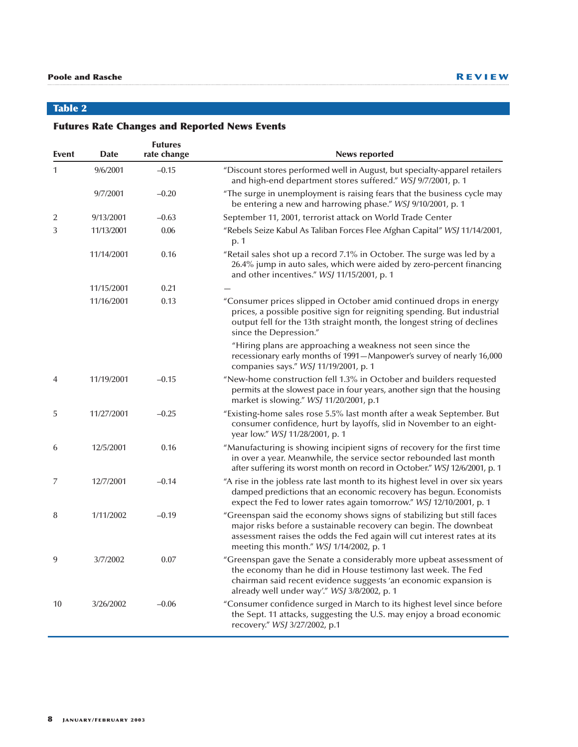## Table 2

### Futures Rate Changes and Reported News Events

| Event | Date | Futures rate change | News reported |
|---|---|---|---|
| 1 | 9/6/2001 | –0.15 | "Discount stores performed well in August, but specialty-apparel retailers and high-end department stores suffered." *WSJ* 9/7/2001, p. 1 |
| | 9/7/2001 | –0.20 | "The surge in unemployment is raising fears that the business cycle may be entering a new and harrowing phase." *WSJ* 9/10/2001, p. 1 |
| 2 | 9/13/2001 | –0.63 | September 11, 2001, terrorist attack on World Trade Center |
| 3 | 11/13/2001 | 0.06 | "Rebels Seize Kabul As Taliban Forces Flee Afghan Capital" *WSJ* 11/14/2001, p. 1 |
| | 11/14/2001 | 0.16 | "Retail sales shot up a record 7.1% in October. The surge was led by a 26.4% jump in auto sales, which were aided by zero-percent financing and other incentives." *WSJ* 11/15/2001, p. 1 |
| | 11/15/2001 | 0.21 | — |
| | 11/16/2001 | 0.13 | "Consumer prices slipped in October amid continued drops in energy prices, a possible positive sign for reigniting spending. But industrial output fell for the 13th straight month, the longest string of declines since the Depression." "Hiring plans are approaching a weakness not seen since the recessionary early months of 1991—Manpower's survey of nearly 16,000 companies says." *WSJ* 11/19/2001, p. 1 |
| 4 | 11/19/2001 | –0.15 | "New-home construction fell 1.3% in October and builders requested permits at the slowest pace in four years, another sign that the housing market is slowing." *WSJ* 11/20/2001, p.1 |
| 5 | 11/27/2001 | –0.25 | "Existing-home sales rose 5.5% last month after a weak September. But consumer confidence, hurt by layoffs, slid in November to an eight-year low." *WSJ* 11/28/2001, p. 1 |
| 6 | 12/5/2001 | 0.16 | "Manufacturing is showing incipient signs of recovery for the first time in over a year. Meanwhile, the service sector rebounded last month after suffering its worst month on record in October." *WSJ* 12/6/2001, p. 1 |
| 7 | 12/7/2001 | –0.14 | "A rise in the jobless rate last month to its highest level in over six years damped predictions that an economic recovery has begun. Economists expect the Fed to lower rates again tomorrow." *WSJ* 12/10/2001, p. 1 |
| 8 | 1/11/2002 | –0.19 | "Greenspan said the economy shows signs of stabilizing but still faces major risks before a sustainable recovery can begin. The downbeat assessment raises the odds the Fed again will cut interest rates at its meeting this month." *WSJ* 1/14/2002, p. 1 |
| 9 | 3/7/2002 | 0.07 | "Greenspan gave the Senate a considerably more upbeat assessment of the economy than he did in House testimony last week. The Fed chairman said recent evidence suggests 'an economic expansion is already well under way'." *WSJ* 3/8/2002, p. 1 |
| 10 | 3/26/2002 | –0.06 | "Consumer confidence surged in March to its highest level since before the Sept. 11 attacks, suggesting the U.S. may enjoy a broad economic recovery." *WSJ* 3/27/2002, p.1 |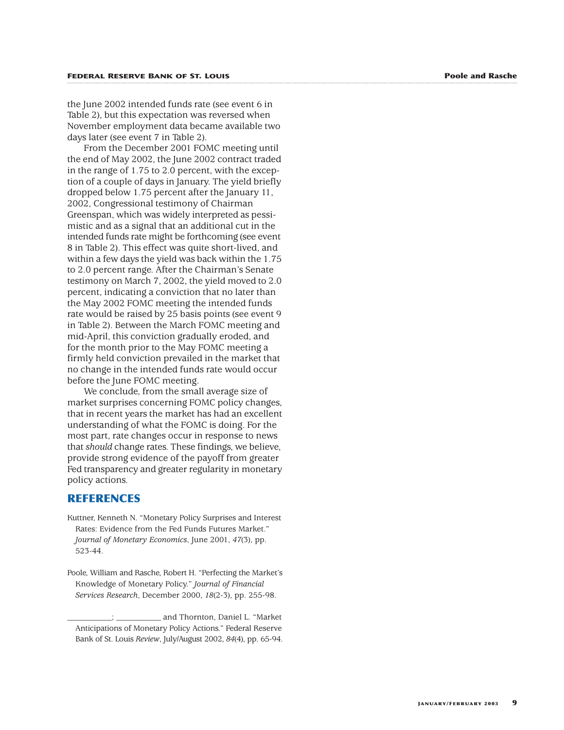the June 2002 intended funds rate (see event 6 in Table 2), but this expectation was reversed when November employment data became available two days later (see event 7 in Table 2).

From the December 2001 FOMC meeting until the end of May 2002, the June 2002 contract traded in the range of 1.75 to 2.0 percent, with the exception of a couple of days in January. The yield briefly dropped below 1.75 percent after the January 11, 2002, Congressional testimony of Chairman Greenspan, which was widely interpreted as pessimistic and as a signal that an additional cut in the intended funds rate might be forthcoming (see event 8 in Table 2). This effect was quite short-lived, and within a few days the yield was back within the 1.75 to 2.0 percent range. After the Chairman's Senate testimony on March 7, 2002, the yield moved to 2.0 percent, indicating a conviction that no later than the May 2002 FOMC meeting the intended funds rate would be raised by 25 basis points (see event 9 in Table 2). Between the March FOMC meeting and mid-April, this conviction gradually eroded, and for the month prior to the May FOMC meeting a firmly held conviction prevailed in the market that no change in the intended funds rate would occur before the June FOMC meeting.

We conclude, from the small average size of market surprises concerning FOMC policy changes, that in recent years the market has had an excellent understanding of what the FOMC is doing. For the most part, rate changes occur in response to news that *should* change rates. These findings, we believe, provide strong evidence of the payoff from greater Fed transparency and greater regularity in monetary policy actions.

## REFERENCES

Kuttner, Kenneth N. "Monetary Policy Surprises and Interest Rates: Evidence from the Fed Funds Futures Market." *Journal of Monetary Economics*, June 2001, *47*(3), pp. 523-44.

Poole, William and Rasche, Robert H. "Perfecting the Market's Knowledge of Monetary Policy." *Journal of Financial Services Research*, December 2000, *18*(2-3), pp. 255-98.

___________; ___________ and Thornton, Daniel L. "Market Anticipations of Monetary Policy Actions." Federal Reserve Bank of St. Louis *Review*, July/August 2002, *84*(4), pp. 65-94.